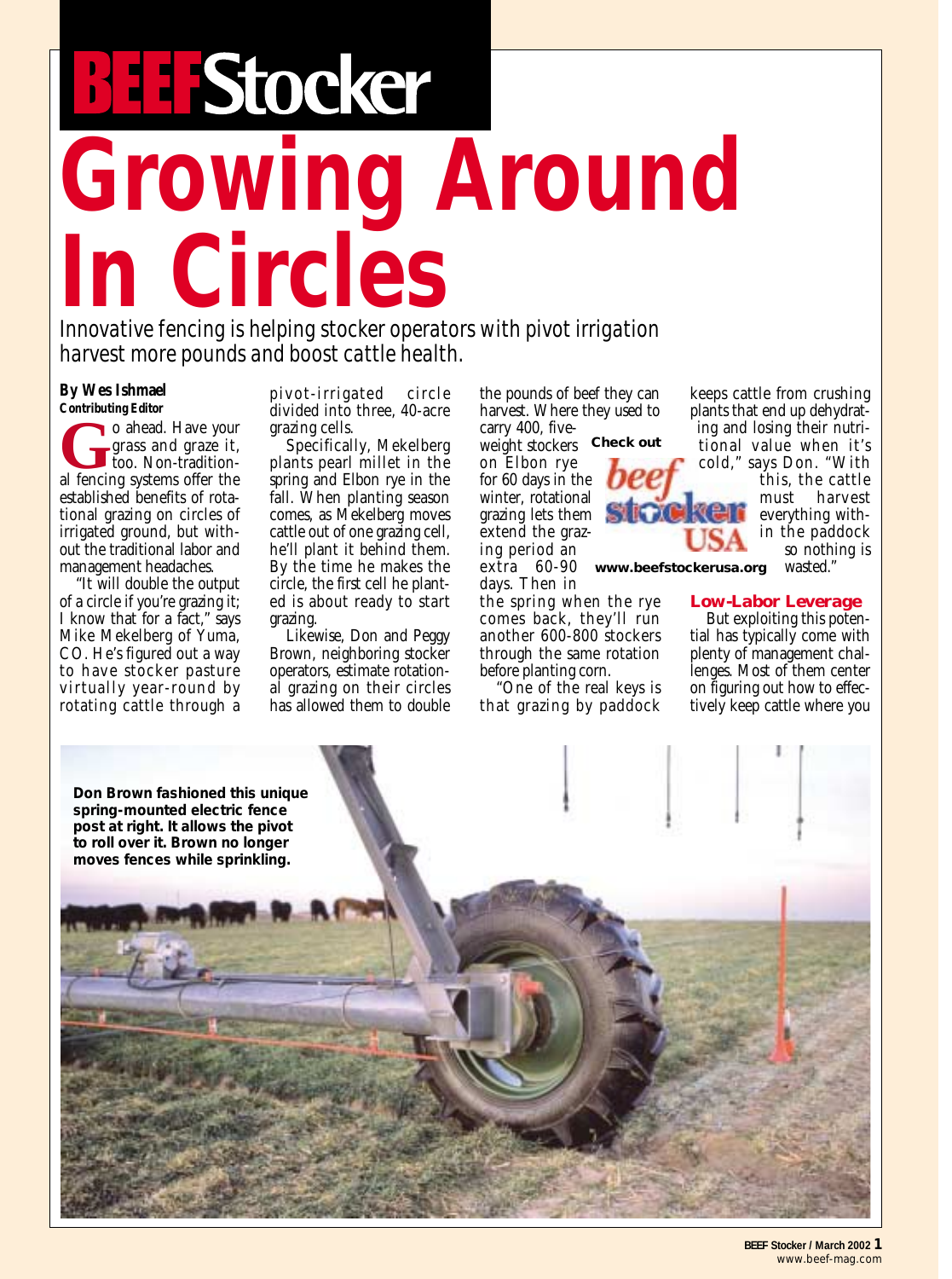BEEF Stocker

# Growing Around In Circles

Innovative fencing is helping stocker operators with pivot irrigation harvest more pounds and boost cattle health.

**By Wes Ishmael**
**Contributing Editor**

Go ahead. Have your grass and graze it, too. Non-traditional fencing systems offer the established benefits of rotational grazing on circles of irrigated ground, but without the traditional labor and management headaches.

"It will double the output of a circle if you're grazing it; I know that for a fact," says Mike Mekelberg of Yuma, CO. He's figured out a way to have stocker pasture virtually year-round by rotating cattle through a pivot-irrigated circle divided into three, 40-acre grazing cells.

Specifically, Mekelberg plants pearl millet in the spring and Elbon rye in the fall. When planting season comes, as Mekelberg moves cattle out of one grazing cell, he'll plant it behind them. By the time he makes the circle, the first cell he planted is about ready to start grazing.

Likewise, Don and Peggy Brown, neighboring stocker operators, estimate rotational grazing on their circles has allowed them to double the pounds of beef they can harvest. Where they used to carry 400, five-weight stockers on Elbon rye for 60 days in the winter, rotational grazing lets them extend the grazing period an extra 60-90 days. Then in the spring when the rye comes back, they'll run another 600-800 stockers through the same rotation before planting corn.

"One of the real keys is that grazing by paddock keeps cattle from crushing plants that end up dehydrating and losing their nutritional value when it's cold," says Don. "With this, the cattle must harvest everything within the paddock so nothing is wasted."

**Check out beef stocker USA www.beefstockerusa.org**

### Low-Labor Leverage

But exploiting this potential has typically come with plenty of management challenges. Most of them center on figuring out how to effectively keep cattle where you

**Don Brown fashioned this unique spring-mounted electric fence post at right. It allows the pivot to roll over it. Brown no longer moves fences while sprinkling.**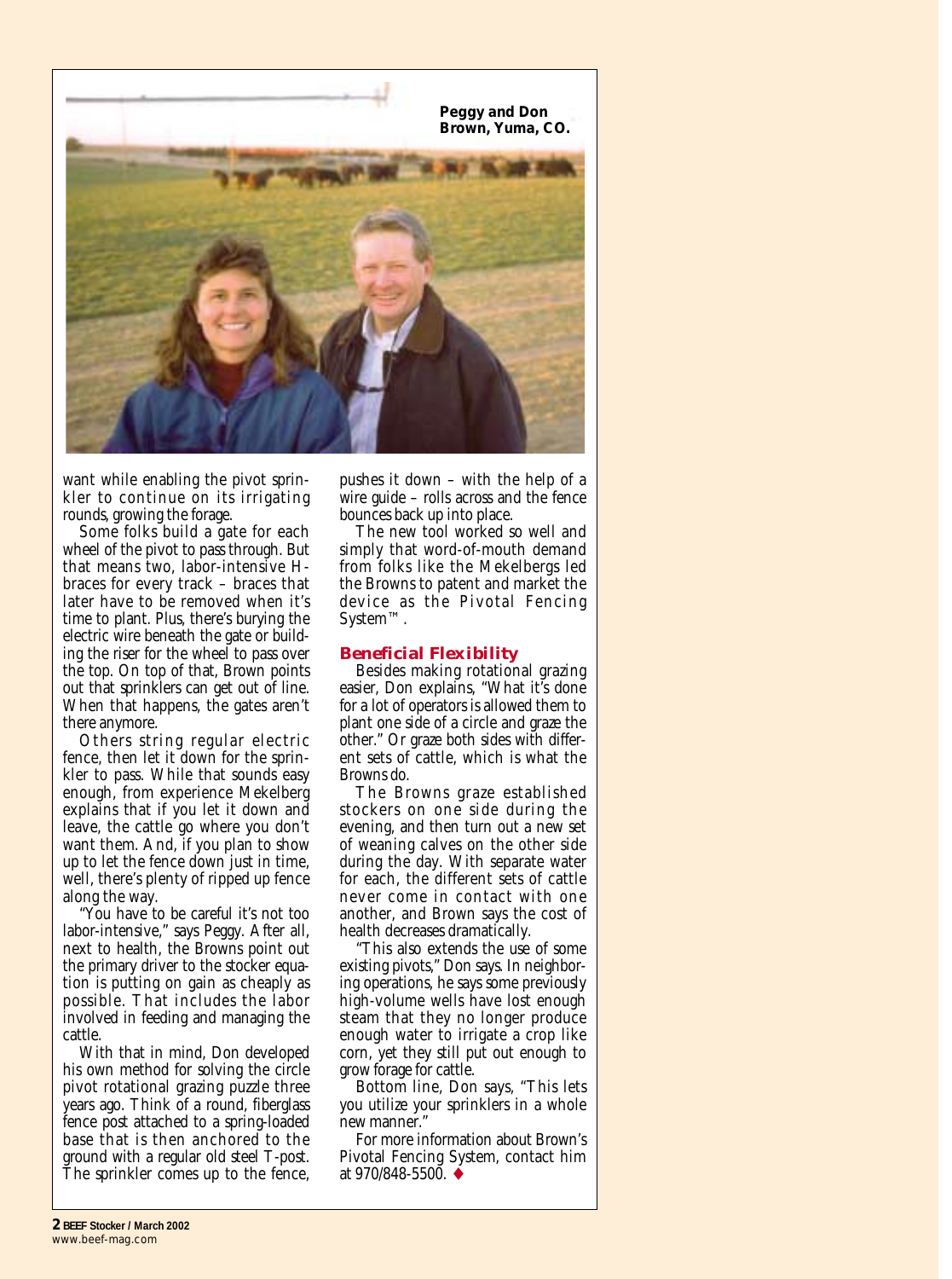**Peggy and Don Brown, Yuma, CO.**

want while enabling the pivot sprinkler to continue on its irrigating rounds, growing the forage.

Some folks build a gate for each wheel of the pivot to pass through. But that means two, labor-intensive H-braces for every track – braces that later have to be removed when it's time to plant. Plus, there's burying the electric wire beneath the gate or building the riser for the wheel to pass over the top. On top of that, Brown points out that sprinklers can get out of line. When that happens, the gates aren't there anymore.

Others string regular electric fence, then let it down for the sprinkler to pass. While that sounds easy enough, from experience Mekelberg explains that if you let it down and leave, the cattle go where you don't want them. And, if you plan to show up to let the fence down just in time, well, there's plenty of ripped up fence along the way.

"You have to be careful it's not too labor-intensive," says Peggy. After all, next to health, the Browns point out the primary driver to the stocker equation is putting on gain as cheaply as possible. That includes the labor involved in feeding and managing the cattle.

With that in mind, Don developed his own method for solving the circle pivot rotational grazing puzzle three years ago. Think of a round, fiberglass fence post attached to a spring-loaded base that is then anchored to the ground with a regular old steel T-post. The sprinkler comes up to the fence, pushes it down – with the help of a wire guide – rolls across and the fence bounces back up into place.

The new tool worked so well and simply that word-of-mouth demand from folks like the Mekelbergs led the Browns to patent and market the device as the Pivotal Fencing System™.

### Beneficial Flexibility

Besides making rotational grazing easier, Don explains, "What it's done for a lot of operators is allowed them to plant one side of a circle and graze the other." Or graze both sides with different sets of cattle, which is what the Browns do.

The Browns graze established stockers on one side during the evening, and then turn out a new set of weaning calves on the other side during the day. With separate water for each, the different sets of cattle never come in contact with one another, and Brown says the cost of health decreases dramatically.

"This also extends the use of some existing pivots," Don says. In neighboring operations, he says some previously high-volume wells have lost enough steam that they no longer produce enough water to irrigate a crop like corn, yet they still put out enough to grow forage for cattle.

Bottom line, Don says, "This lets you utilize your sprinklers in a whole new manner."

For more information about Brown's Pivotal Fencing System, contact him at 970/848-5500. ◆